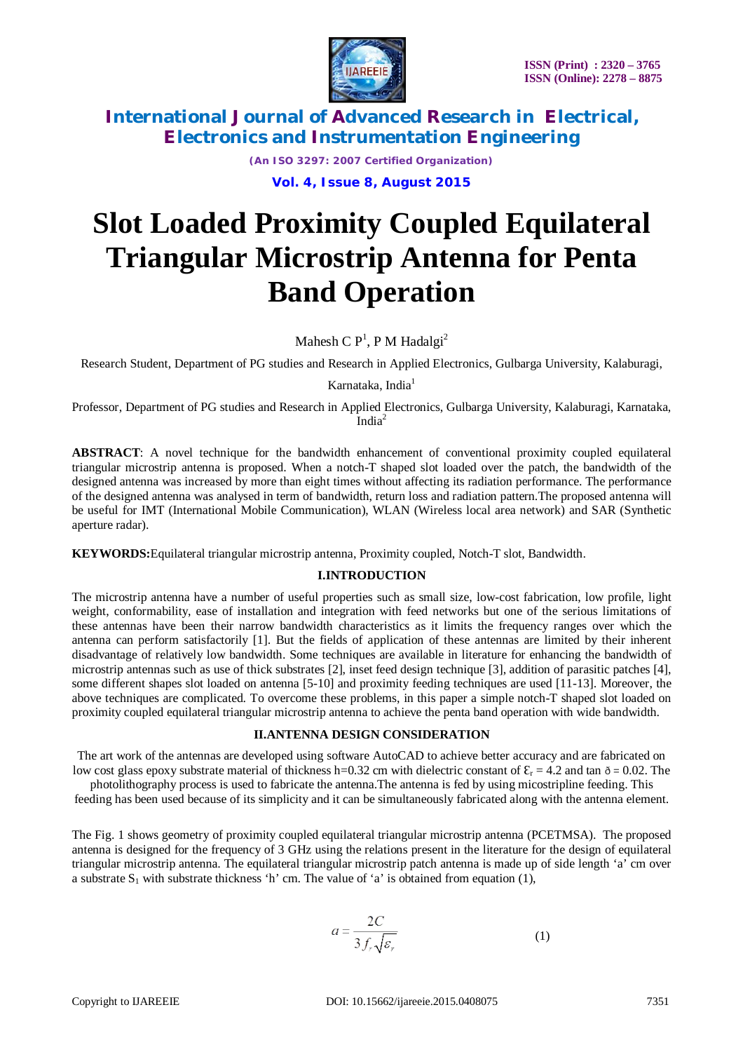# Slot Loaded Proximity Coupled Equilateral Triangular Microstrip Antenna for Penta Band Operation

Mahesh C P[1], P M Hadalgi[2]

Research Student, Department of PG studies and Research in Applied Electronics, Gulbarga University, Kalaburagi, Karnataka, India[1]

Professor, Department of PG studies and Research in Applied Electronics, Gulbarga University, Kalaburagi, Karnataka, India[2]

**ABSTRACT**: A novel technique for the bandwidth enhancement of conventional proximity coupled equilateral triangular microstrip antenna is proposed. When a notch-T shaped slot loaded over the patch, the bandwidth of the designed antenna was increased by more than eight times without affecting its radiation performance. The performance of the designed antenna was analysed in term of bandwidth, return loss and radiation pattern.The proposed antenna will be useful for IMT (International Mobile Communication), WLAN (Wireless local area network) and SAR (Synthetic aperture radar).

**KEYWORDS:**Equilateral triangular microstrip antenna, Proximity coupled, Notch-T slot, Bandwidth.

## I.INTRODUCTION

The microstrip antenna have a number of useful properties such as small size, low-cost fabrication, low profile, light weight, conformability, ease of installation and integration with feed networks but one of the serious limitations of these antennas have been their narrow bandwidth characteristics as it limits the frequency ranges over which the antenna can perform satisfactorily [1]. But the fields of application of these antennas are limited by their inherent disadvantage of relatively low bandwidth. Some techniques are available in literature for enhancing the bandwidth of microstrip antennas such as use of thick substrates [2], inset feed design technique [3], addition of parasitic patches [4], some different shapes slot loaded on antenna [5-10] and proximity feeding techniques are used [11-13]. Moreover, the above techniques are complicated. To overcome these problems, in this paper a simple notch-T shaped slot loaded on proximity coupled equilateral triangular microstrip antenna to achieve the penta band operation with wide bandwidth.

## II.ANTENNA DESIGN CONSIDERATION

The art work of the antennas are developed using software AutoCAD to achieve better accuracy and are fabricated on low cost glass epoxy substrate material of thickness h=0.32 cm with dielectric constant of $\varepsilon_r = 4.2$ and tan $\delta = 0.02$. The photolithography process is used to fabricate the antenna.The antenna is fed by using micostripline feeding. This feeding has been used because of its simplicity and it can be simultaneously fabricated along with the antenna element.

The Fig. 1 shows geometry of proximity coupled equilateral triangular microstrip antenna (PCETMSA). The proposed antenna is designed for the frequency of 3 GHz using the relations present in the literature for the design of equilateral triangular microstrip antenna. The equilateral triangular microstrip patch antenna is made up of side length 'a' cm over a substrate $S_1$ with substrate thickness 'h' cm. The value of 'a' is obtained from equation (1),

$$a = \frac{2C}{3 f_r \sqrt{\varepsilon_r}} \qquad (1)$$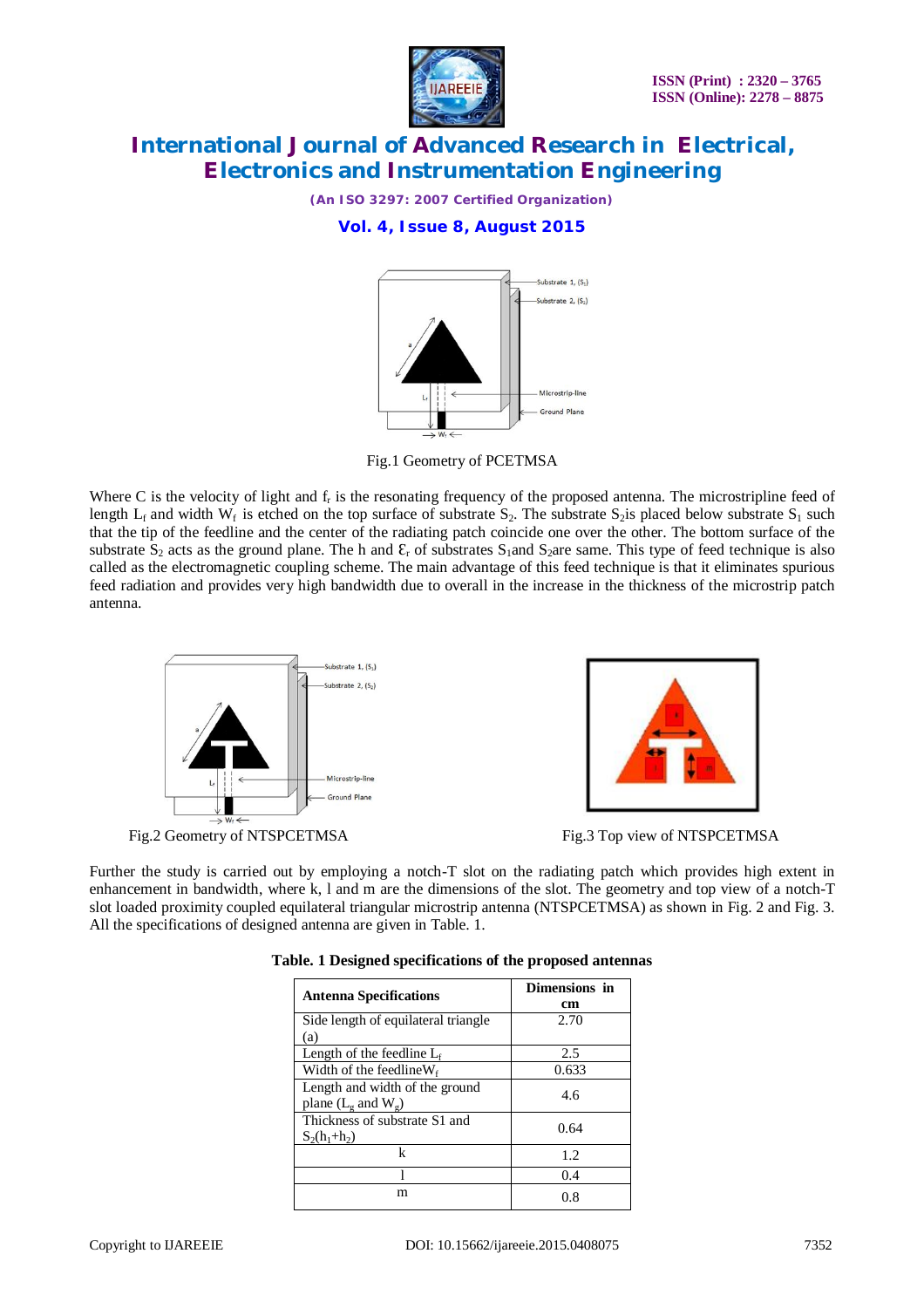Fig.1 Geometry of PCETMSA

Where C is the velocity of light and $f_r$ is the resonating frequency of the proposed antenna. The microstripline feed of length $L_f$ and width $W_f$ is etched on the top surface of substrate $S_2$. The substrate $S_2$is placed below substrate $S_1$ such that the tip of the feedline and the center of the radiating patch coincide one over the other. The bottom surface of the substrate $S_2$ acts as the ground plane. The h and $\varepsilon_r$ of substrates $S_1$and $S_2$are same. This type of feed technique is also called as the electromagnetic coupling scheme. The main advantage of this feed technique is that it eliminates spurious feed radiation and provides very high bandwidth due to overall in the increase in the thickness of the microstrip patch antenna.

Fig.2 Geometry of NTSPCETMSA

Fig.3 Top view of NTSPCETMSA

Further the study is carried out by employing a notch-T slot on the radiating patch which provides high extent in enhancement in bandwidth, where k, l and m are the dimensions of the slot. The geometry and top view of a notch-T slot loaded proximity coupled equilateral triangular microstrip antenna (NTSPCETMSA) as shown in Fig. 2 and Fig. 3. All the specifications of designed antenna are given in Table. 1.

**Table. 1 Designed specifications of the proposed antennas**

| Antenna Specifications | Dimensions in cm |
|---|---|
| Side length of equilateral triangle (a) | 2.70 |
| Length of the feedline $L_f$ | 2.5 |
| Width of the feedline$W_f$ | 0.633 |
| Length and width of the ground plane ($L_g$ and $W_g$) | 4.6 |
| Thickness of substrate S1 and $S_2(h_1+h_2)$ | 0.64 |
| k | 1.2 |
| l | 0.4 |
| m | 0.8 |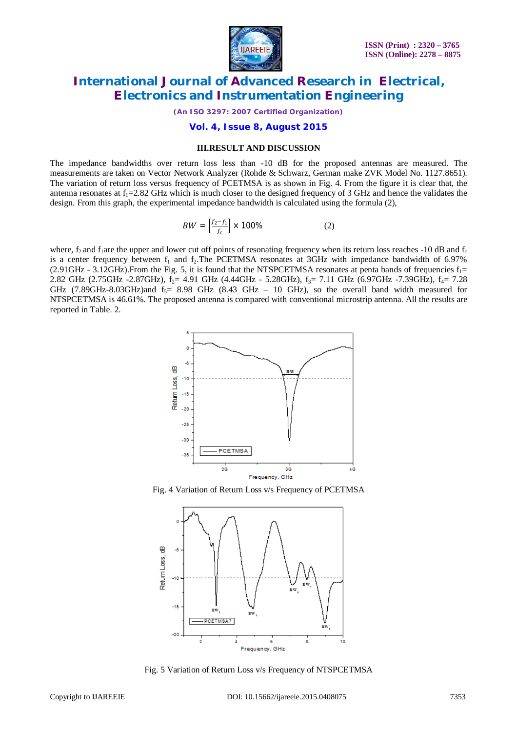### III.RESULT AND DISCUSSION

The impedance bandwidths over return loss less than -10 dB for the proposed antennas are measured. The measurements are taken on Vector Network Analyzer (Rohde & Schwarz, German make ZVK Model No. 1127.8651). The variation of return loss versus frequency of PCETMSA is as shown in Fig. 4. From the figure it is clear that, the antenna resonates at $f_1$=2.82 GHz which is much closer to the designed frequency of 3 GHz and hence the validates the design. From this graph, the experimental impedance bandwidth is calculated using the formula (2),

$$BW = \left[\frac{f_2 - f_1}{f_c}\right] \times 100\% \qquad (2)$$

where, $f_2$ and $f_1$are the upper and lower cut off points of resonating frequency when its return loss reaches -10 dB and $f_c$ is a center frequency between $f_1$ and $f_2$.The PCETMSA resonates at 3GHz with impedance bandwidth of 6.97% (2.91GHz - 3.12GHz).From the Fig. 5, it is found that the NTSPCETMSA resonates at penta bands of frequencies $f_1$= 2.82 GHz (2.75GHz -2.87GHz), $f_2$= 4.91 GHz (4.44GHz - 5.28GHz), $f_3$= 7.11 GHz (6.97GHz -7.39GHz), $f_4$= 7.28 GHz (7.89GHz-8.03GHz)and $f_5$= 8.98 GHz (8.43 GHz – 10 GHz), so the overall band width measured for NTSPCETMSA is 46.61%. The proposed antenna is compared with conventional microstrip antenna. All the results are reported in Table. 2.

Fig. 4 Variation of Return Loss v/s Frequency of PCETMSA

Fig. 5 Variation of Return Loss v/s Frequency of NTSPCETMSA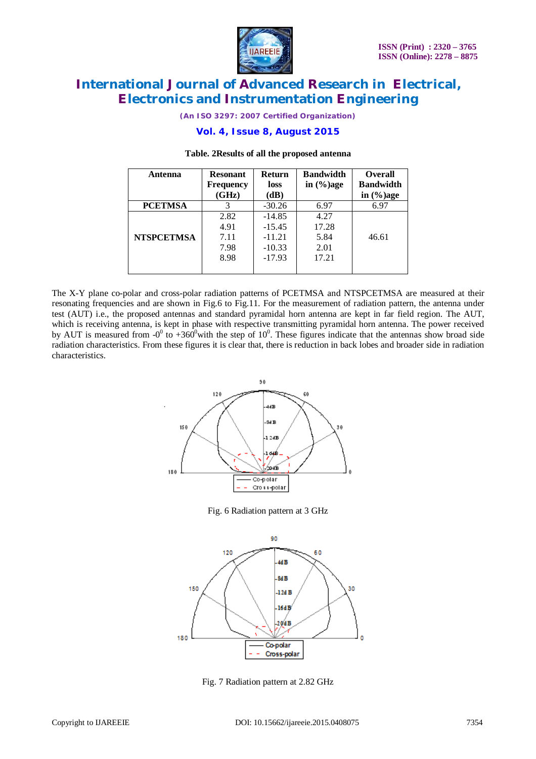Table. 2Results of all the proposed antenna

| Antenna | Resonant Frequency (GHz) | Return loss (dB) | Bandwidth in (%)age | Overall Bandwidth in (%)age |
|---|---|---|---|---|
| **PCETMSA** | 3 | -30.26 | 6.97 | 6.97 |
| **NTSPCETMSA** | 2.82<br>4.91<br>7.11<br>7.98<br>8.98 | -14.85<br>-15.45<br>-11.21<br>-10.33<br>-17.93 | 4.27<br>17.28<br>5.84<br>2.01<br>17.21 | 46.61 |

The X-Y plane co-polar and cross-polar radiation patterns of PCETMSA and NTSPCETMSA are measured at their resonating frequencies and are shown in Fig.6 to Fig.11. For the measurement of radiation pattern, the antenna under test (AUT) i.e., the proposed antennas and standard pyramidal horn antenna are kept in far field region. The AUT, which is receiving antenna, is kept in phase with respective transmitting pyramidal horn antenna. The power received by AUT is measured from $-0^0$ to $+360^0$with the step of $10^0$. These figures indicate that the antennas show broad side radiation characteristics. From these figures it is clear that, there is reduction in back lobes and broader side in radiation characteristics.

Fig. 6 Radiation pattern at 3 GHz

Fig. 7 Radiation pattern at 2.82 GHz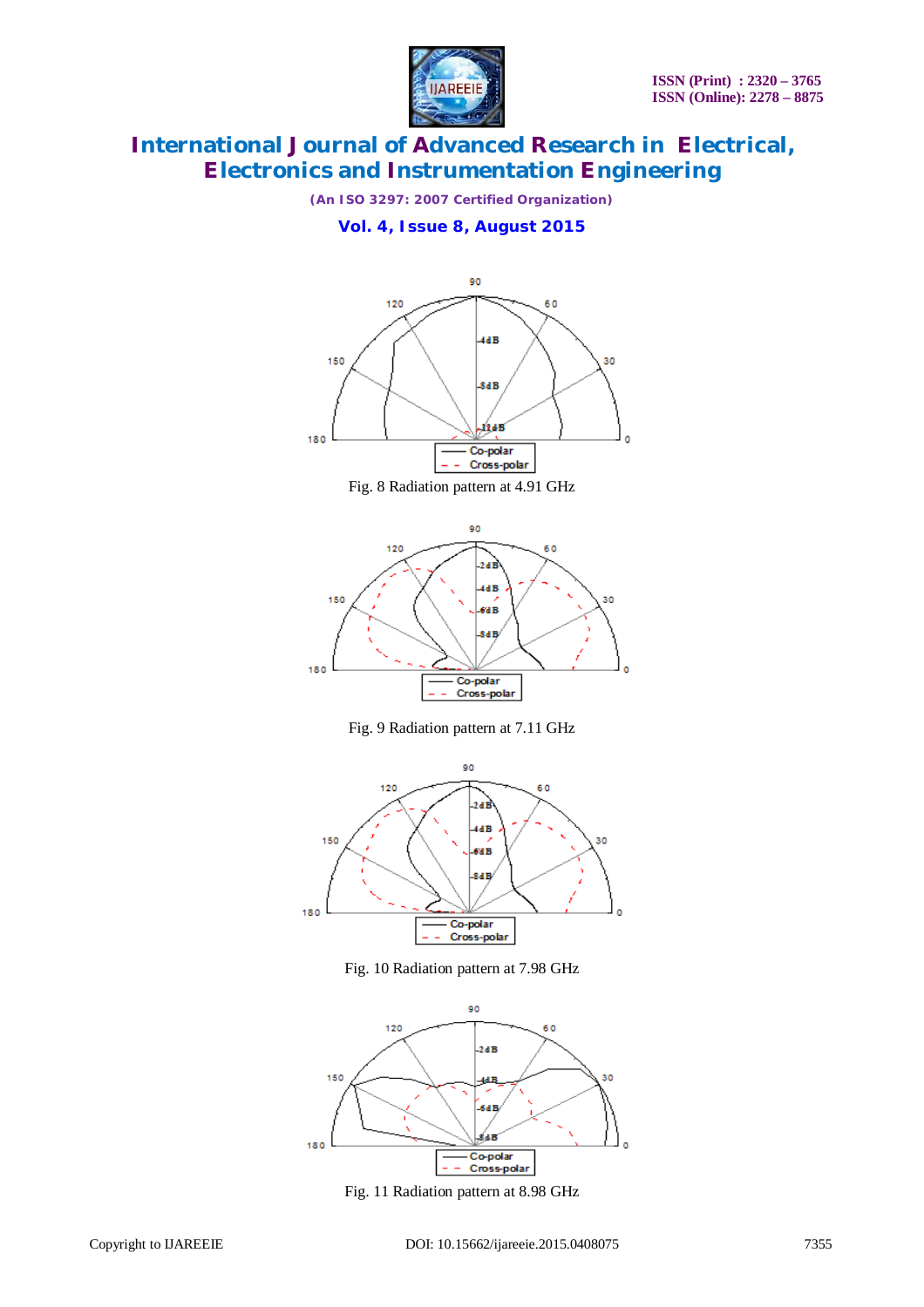Fig. 8 Radiation pattern at 4.91 GHz

Fig. 9 Radiation pattern at 7.11 GHz

Fig. 10 Radiation pattern at 7.98 GHz

Fig. 11 Radiation pattern at 8.98 GHz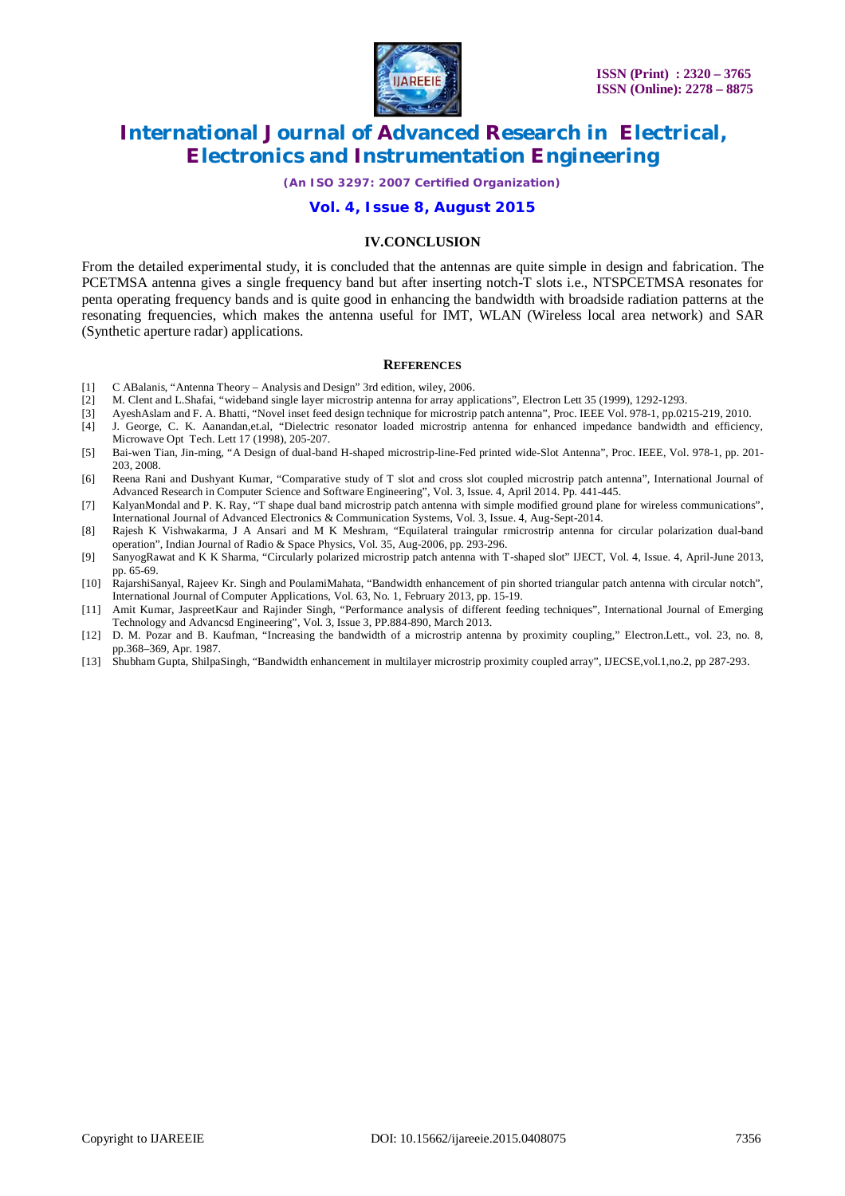## IV.CONCLUSION

From the detailed experimental study, it is concluded that the antennas are quite simple in design and fabrication. The PCETMSA antenna gives a single frequency band but after inserting notch-T slots i.e., NTSPCETMSA resonates for penta operating frequency bands and is quite good in enhancing the bandwidth with broadside radiation patterns at the resonating frequencies, which makes the antenna useful for IMT, WLAN (Wireless local area network) and SAR (Synthetic aperture radar) applications.

## REFERENCES

[1] C ABalanis, "Antenna Theory – Analysis and Design" 3rd edition, wiley, 2006.

[2] M. Clent and L.Shafai, "wideband single layer microstrip antenna for array applications", Electron Lett 35 (1999), 1292-1293.

[3] AyeshAslam and F. A. Bhatti, "Novel inset feed design technique for microstrip patch antenna", Proc. IEEE Vol. 978-1, pp.0215-219, 2010.

[4] J. George, C. K. Aanandan,et.al, "Dielectric resonator loaded microstrip antenna for enhanced impedance bandwidth and efficiency, Microwave Opt Tech. Lett 17 (1998), 205-207.

[5] Bai-wen Tian, Jin-ming, "A Design of dual-band H-shaped microstrip-line-Fed printed wide-Slot Antenna", Proc. IEEE, Vol. 978-1, pp. 201-203, 2008.

[6] Reena Rani and Dushyant Kumar, "Comparative study of T slot and cross slot coupled microstrip patch antenna", International Journal of Advanced Research in Computer Science and Software Engineering", Vol. 3, Issue. 4, April 2014. Pp. 441-445.

[7] KalyanMondal and P. K. Ray, "T shape dual band microstrip patch antenna with simple modified ground plane for wireless communications", International Journal of Advanced Electronics & Communication Systems, Vol. 3, Issue. 4, Aug-Sept-2014.

[8] Rajesh K Vishwakarma, J A Ansari and M K Meshram, "Equilateral traingular rmicrostrip antenna for circular polarization dual-band operation", Indian Journal of Radio & Space Physics, Vol. 35, Aug-2006, pp. 293-296.

[9] SanyogRawat and K K Sharma, "Circularly polarized microstrip patch antenna with T-shaped slot" IJECT, Vol. 4, Issue. 4, April-June 2013, pp. 65-69.

[10] RajarshiSanyal, Rajeev Kr. Singh and PoulamiMahata, "Bandwidth enhancement of pin shorted triangular patch antenna with circular notch", International Journal of Computer Applications, Vol. 63, No. 1, February 2013, pp. 15-19.

[11] Amit Kumar, JaspreetKaur and Rajinder Singh, "Performance analysis of different feeding techniques", International Journal of Emerging Technology and Advancsd Engineering", Vol. 3, Issue 3, PP.884-890, March 2013.

[12] D. M. Pozar and B. Kaufman, "Increasing the bandwidth of a microstrip antenna by proximity coupling," Electron.Lett., vol. 23, no. 8, pp.368–369, Apr. 1987.

[13] Shubham Gupta, ShilpaSingh, "Bandwidth enhancement in multilayer microstrip proximity coupled array", IJECSE,vol.1,no.2, pp 287-293.